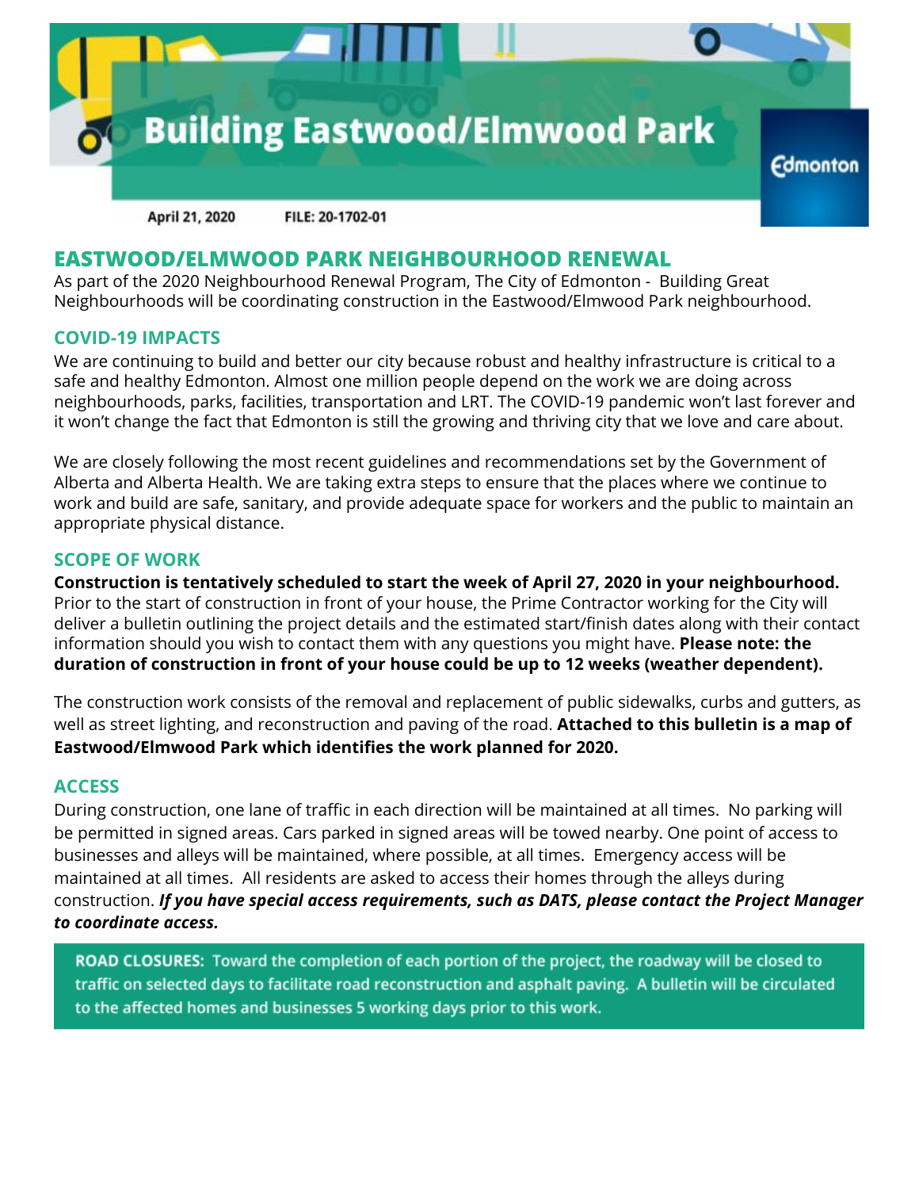# Building Eastwood/Elmwood Park

Edmonton

April 21, 2020 FILE: 20-1702-01

## EASTWOOD/ELMWOOD PARK NEIGHBOURHOOD RENEWAL

As part of the 2020 Neighbourhood Renewal Program, The City of Edmonton - Building Great Neighbourhoods will be coordinating construction in the Eastwood/Elmwood Park neighbourhood.

### COVID-19 IMPACTS

We are continuing to build and better our city because robust and healthy infrastructure is critical to a safe and healthy Edmonton. Almost one million people depend on the work we are doing across neighbourhoods, parks, facilities, transportation and LRT. The COVID-19 pandemic won't last forever and it won't change the fact that Edmonton is still the growing and thriving city that we love and care about.

We are closely following the most recent guidelines and recommendations set by the Government of Alberta and Alberta Health. We are taking extra steps to ensure that the places where we continue to work and build are safe, sanitary, and provide adequate space for workers and the public to maintain an appropriate physical distance.

### SCOPE OF WORK

**Construction is tentatively scheduled to start the week of April 27, 2020 in your neighbourhood.** Prior to the start of construction in front of your house, the Prime Contractor working for the City will deliver a bulletin outlining the project details and the estimated start/finish dates along with their contact information should you wish to contact them with any questions you might have. **Please note: the duration of construction in front of your house could be up to 12 weeks (weather dependent).**

The construction work consists of the removal and replacement of public sidewalks, curbs and gutters, as well as street lighting, and reconstruction and paving of the road. **Attached to this bulletin is a map of Eastwood/Elmwood Park which identifies the work planned for 2020.**

### ACCESS

During construction, one lane of traffic in each direction will be maintained at all times. No parking will be permitted in signed areas. Cars parked in signed areas will be towed nearby. One point of access to businesses and alleys will be maintained, where possible, at all times. Emergency access will be maintained at all times. All residents are asked to access their homes through the alleys during construction. ***If you have special access requirements, such as DATS, please contact the Project Manager to coordinate access.***

**ROAD CLOSURES:** Toward the completion of each portion of the project, the roadway will be closed to traffic on selected days to facilitate road reconstruction and asphalt paving. A bulletin will be circulated to the affected homes and businesses 5 working days prior to this work.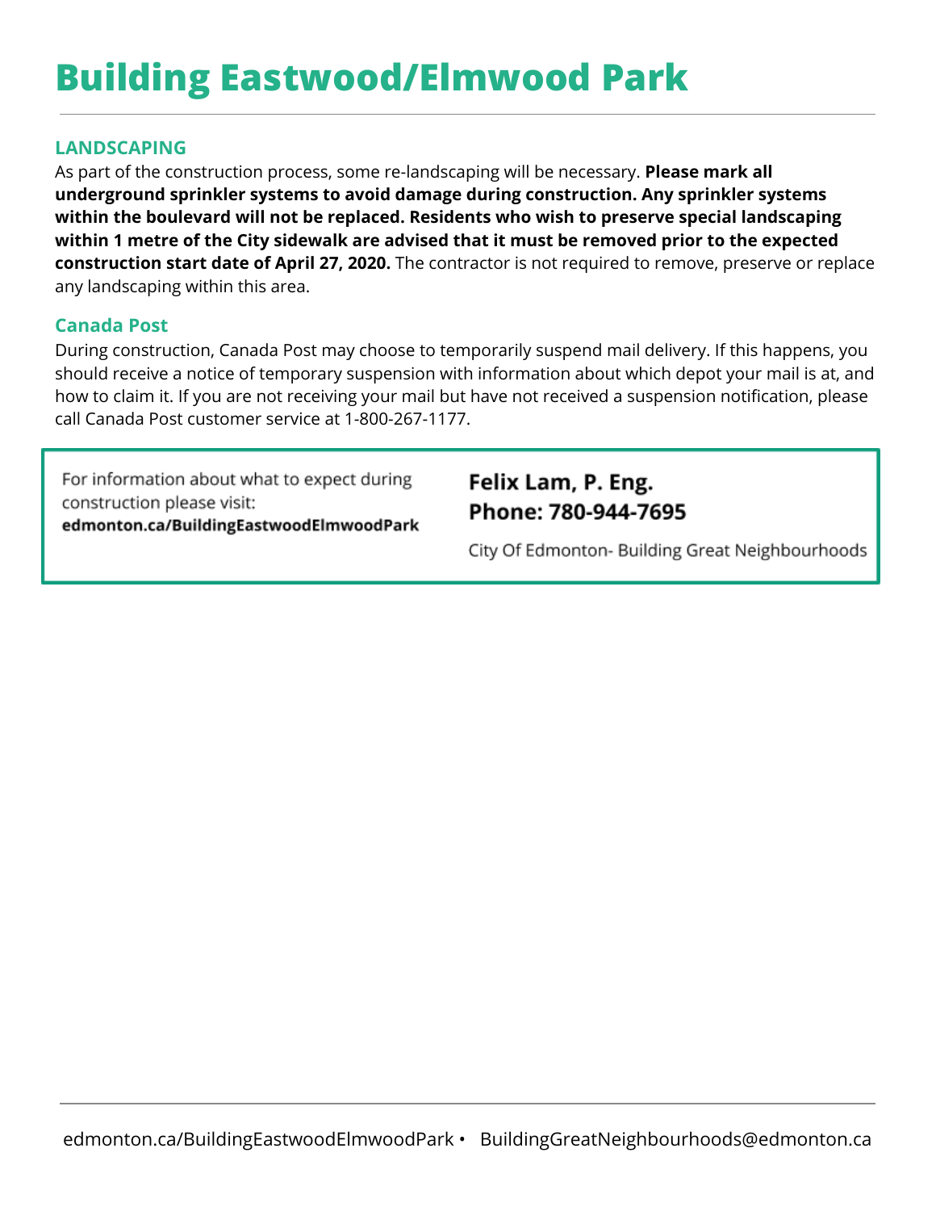# Building Eastwood/Elmwood Park

## LANDSCAPING

As part of the construction process, some re-landscaping will be necessary. **Please mark all underground sprinkler systems to avoid damage during construction. Any sprinkler systems within the boulevard will not be replaced. Residents who wish to preserve special landscaping within 1 metre of the City sidewalk are advised that it must be removed prior to the expected construction start date of April 27, 2020.** The contractor is not required to remove, preserve or replace any landscaping within this area.

## Canada Post

During construction, Canada Post may choose to temporarily suspend mail delivery. If this happens, you should receive a notice of temporary suspension with information about which depot your mail is at, and how to claim it. If you are not receiving your mail but have not received a suspension notification, please call Canada Post customer service at 1-800-267-1177.

For information about what to expect during construction please visit:
**edmonton.ca/BuildingEastwoodElmwoodPark**

**Felix Lam, P. Eng.**
**Phone: 780-944-7695**

City Of Edmonton- Building Great Neighbourhoods

edmonton.ca/BuildingEastwoodElmwoodPark • BuildingGreatNeighbourhoods@edmonton.ca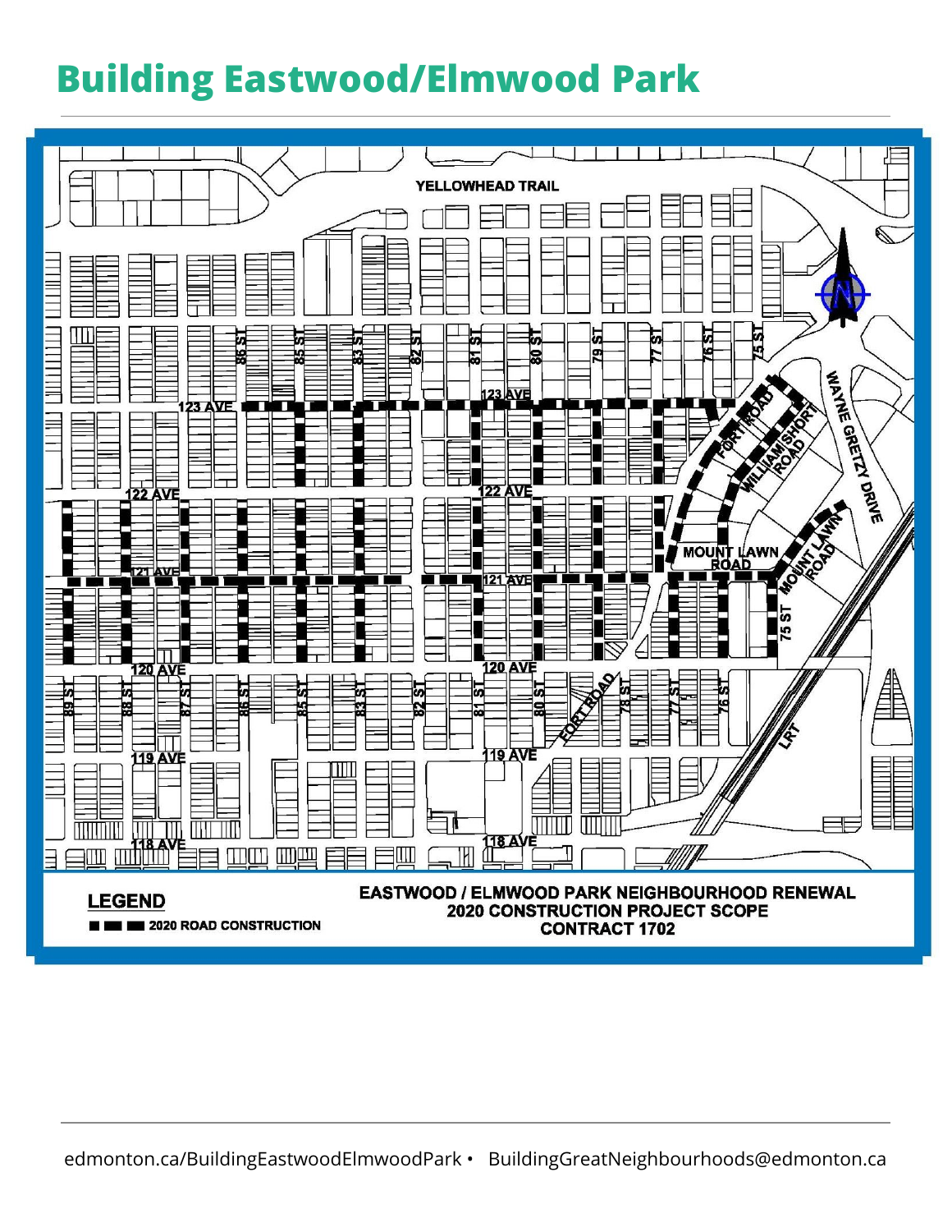# Building Eastwood/Elmwood Park

YELLOWHEAD TRAIL

86 ST
85 ST
83 ST
82 ST
81 ST
80 ST
79 ST
77 ST
76 ST
75 ST

123 AVE
123 AVE

FORT ROAD
WILLIAM SHORT ROAD
WAYNE GRETZY DRIVE

122 AVE
122 AVE

MOUNT LAWN ROAD
MOUNT LAWN ROAD

121 AVE
121 AVE

75 ST

120 AVE
120 AVE

89 ST
88 ST
87 ST
86 ST
85 ST
83 ST
82 ST
81 ST
80 ST
FORT ROAD
78 ST
77 ST
76 ST

LRT

119 AVE
119 AVE

118 AVE
118 AVE

**LEGEND**

2020 ROAD CONSTRUCTION

**EASTWOOD / ELMWOOD PARK NEIGHBOURHOOD RENEWAL**
**2020 CONSTRUCTION PROJECT SCOPE**
**CONTRACT 1702**

edmonton.ca/BuildingEastwoodElmwoodPark • BuildingGreatNeighbourhoods@edmonton.ca